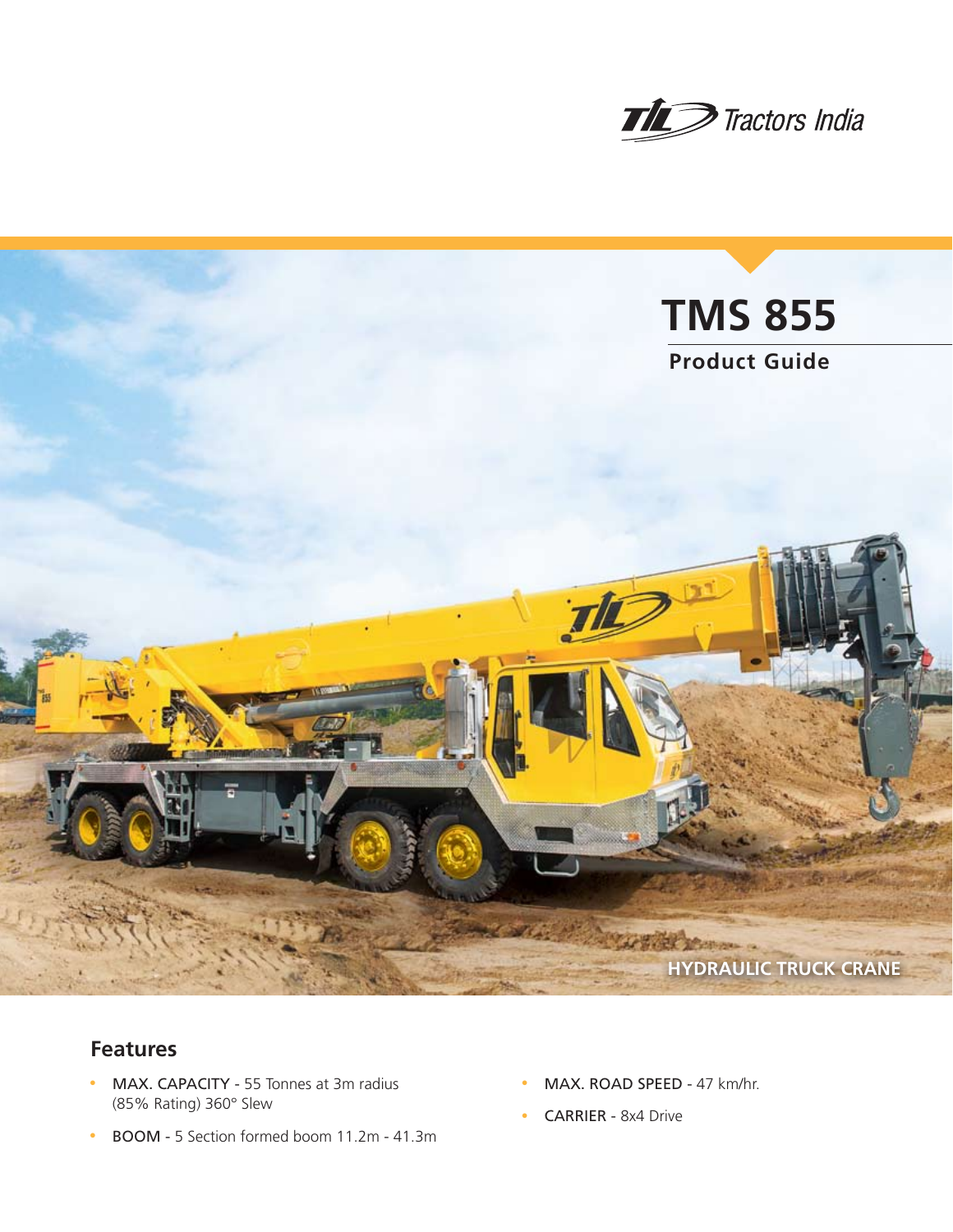Tractors India

# TMS 855

## Product Guide

HYDRAULIC TRUCK CRANE

## Features

- **MAX. CAPACITY** - 55 Tonnes at 3m radius (85% Rating) 360° Slew
- **BOOM** - 5 Section formed boom 11.2m - 41.3m
- **MAX. ROAD SPEED** - 47 km/hr.
- **CARRIER** - 8x4 Drive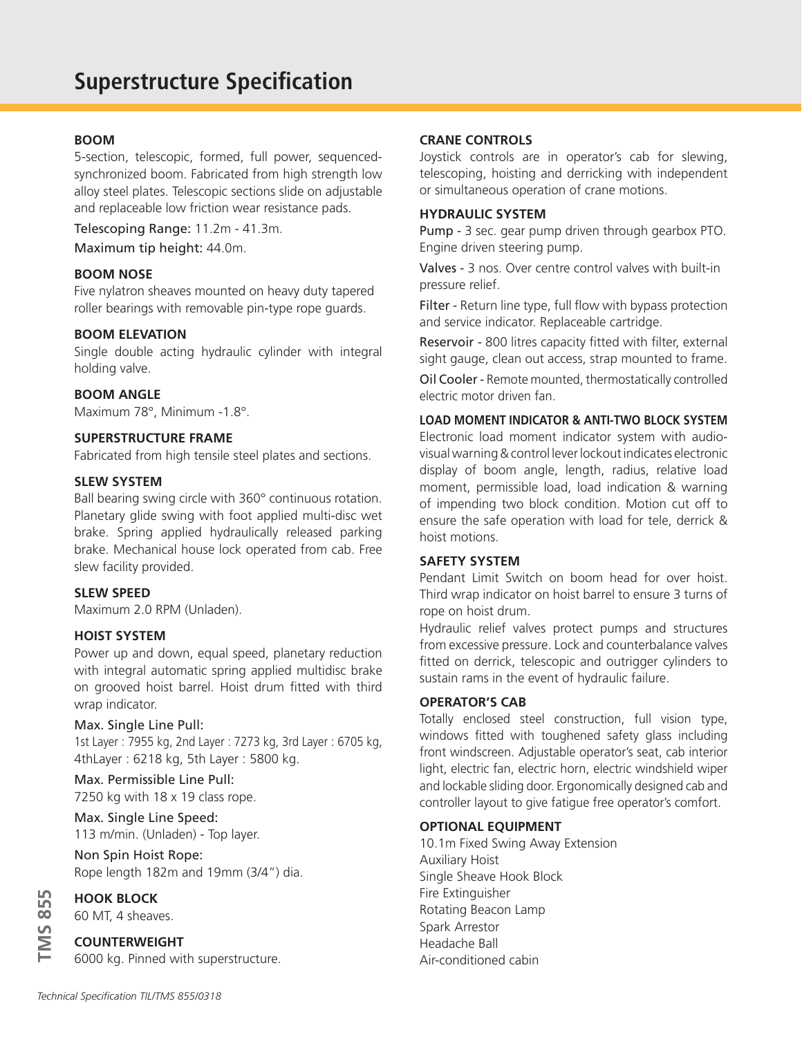# Superstructure Specification

**BOOM**

5-section, telescopic, formed, full power, sequenced-synchronized boom. Fabricated from high strength low alloy steel plates. Telescopic sections slide on adjustable and replaceable low friction wear resistance pads.

Telescoping Range: 11.2m - 41.3m.

Maximum tip height: 44.0m.

**BOOM NOSE**

Five nylatron sheaves mounted on heavy duty tapered roller bearings with removable pin-type rope guards.

**BOOM ELEVATION**

Single double acting hydraulic cylinder with integral holding valve.

**BOOM ANGLE**

Maximum 78°, Minimum -1.8°.

**SUPERSTRUCTURE FRAME**

Fabricated from high tensile steel plates and sections.

**SLEW SYSTEM**

Ball bearing swing circle with 360° continuous rotation. Planetary glide swing with foot applied multi-disc wet brake. Spring applied hydraulically released parking brake. Mechanical house lock operated from cab. Free slew facility provided.

**SLEW SPEED**

Maximum 2.0 RPM (Unladen).

**HOIST SYSTEM**

Power up and down, equal speed, planetary reduction with integral automatic spring applied multidisc brake on grooved hoist barrel. Hoist drum fitted with third wrap indicator.

Max. Single Line Pull:
1st Layer : 7955 kg, 2nd Layer : 7273 kg, 3rd Layer : 6705 kg, 4thLayer : 6218 kg, 5th Layer : 5800 kg.

Max. Permissible Line Pull:
7250 kg with 18 x 19 class rope.

Max. Single Line Speed:
113 m/min. (Unladen) - Top layer.

Non Spin Hoist Rope:
Rope length 182m and 19mm (3/4") dia.

**HOOK BLOCK**

60 MT, 4 sheaves.

**COUNTERWEIGHT**

6000 kg. Pinned with superstructure.

**CRANE CONTROLS**

Joystick controls are in operator's cab for slewing, telescoping, hoisting and derricking with independent or simultaneous operation of crane motions.

**HYDRAULIC SYSTEM**

Pump - 3 sec. gear pump driven through gearbox PTO. Engine driven steering pump.

Valves - 3 nos. Over centre control valves with built-in pressure relief.

Filter - Return line type, full flow with bypass protection and service indicator. Replaceable cartridge.

Reservoir - 800 litres capacity fitted with filter, external sight gauge, clean out access, strap mounted to frame.

Oil Cooler - Remote mounted, thermostatically controlled electric motor driven fan.

**LOAD MOMENT INDICATOR & ANTI-TWO BLOCK SYSTEM**

Electronic load moment indicator system with audio-visual warning & control lever lockout indicates electronic display of boom angle, length, radius, relative load moment, permissible load, load indication & warning of impending two block condition. Motion cut off to ensure the safe operation with load for tele, derrick & hoist motions.

**SAFETY SYSTEM**

Pendant Limit Switch on boom head for over hoist. Third wrap indicator on hoist barrel to ensure 3 turns of rope on hoist drum.

Hydraulic relief valves protect pumps and structures from excessive pressure. Lock and counterbalance valves fitted on derrick, telescopic and outrigger cylinders to sustain rams in the event of hydraulic failure.

**OPERATOR'S CAB**

Totally enclosed steel construction, full vision type, windows fitted with toughened safety glass including front windscreen. Adjustable operator's seat, cab interior light, electric fan, electric horn, electric windshield wiper and lockable sliding door. Ergonomically designed cab and controller layout to give fatigue free operator's comfort.

**OPTIONAL EQUIPMENT**

10.1m Fixed Swing Away Extension
Auxiliary Hoist
Single Sheave Hook Block
Fire Extinguisher
Rotating Beacon Lamp
Spark Arrestor
Headache Ball
Air-conditioned cabin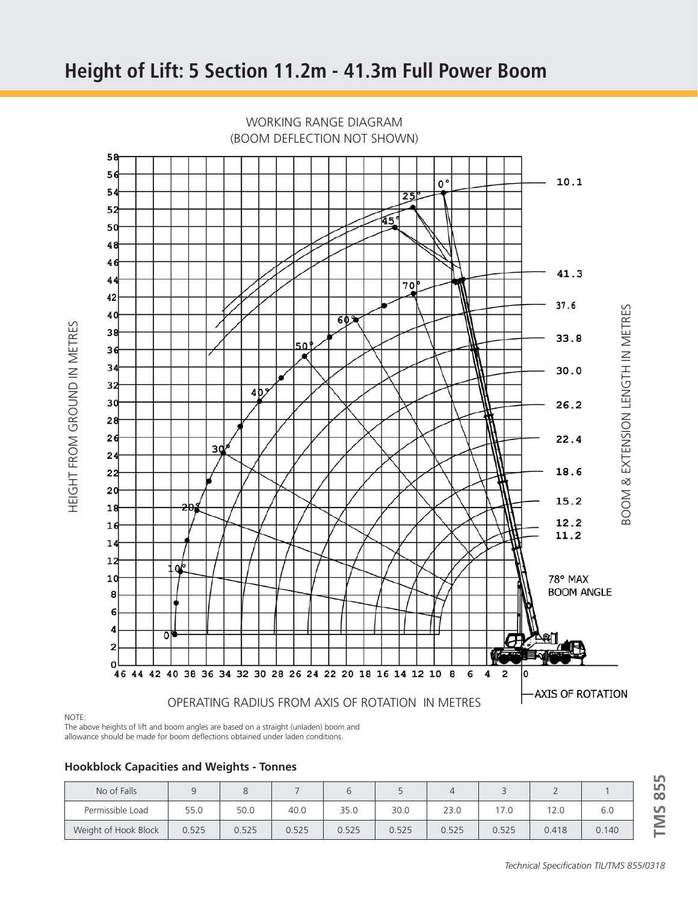# Height of Lift: 5 Section 11.2m - 41.3m Full Power Boom

WORKING RANGE DIAGRAM
(BOOM DEFLECTION NOT SHOWN)

HEIGHT FROM GROUND IN METRES

BOOM & EXTENSION LENGTH IN METRES

10.1

41.3

37.6

33.8

30.0

26.2

22.4

18.6

15.2

12.2

11.2

78° MAX BOOM ANGLE

OPERATING RADIUS FROM AXIS OF ROTATION IN METRES

AXIS OF ROTATION

NOTE:
The above heights of lift and boom angles are based on a straight (unladen) boom and allowance should be made for boom deflections obtained under laden conditions.

## Hookblock Capacities and Weights - Tonnes

| No of Falls | 9 | 8 | 7 | 6 | 5 | 4 | 3 | 2 | 1 |
|---|---|---|---|---|---|---|---|---|---|
| Permissible Load | 55.0 | 50.0 | 40.0 | 35.0 | 30.0 | 23.0 | 17.0 | 12.0 | 6.0 |
| Weight of Hook Block | 0.525 | 0.525 | 0.525 | 0.525 | 0.525 | 0.525 | 0.525 | 0.418 | 0.140 |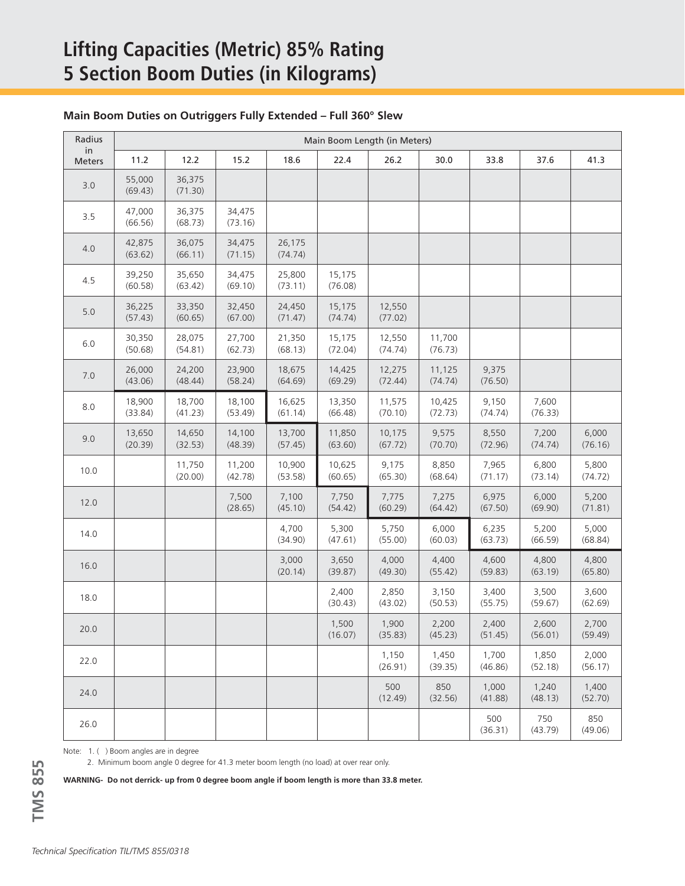# Lifting Capacities (Metric) 85% Rating
# 5 Section Boom Duties (in Kilograms)

### Main Boom Duties on Outriggers Fully Extended – Full 360° Slew

| Radius in Meters | Main Boom Length (in Meters) | | | | | | | | | |
|---|---|---|---|---|---|---|---|---|---|---|
| | 11.2 | 12.2 | 15.2 | 18.6 | 22.4 | 26.2 | 30.0 | 33.8 | 37.6 | 41.3 |
| 3.0 | 55,000 (69.43) | 36,375 (71.30) | | | | | | | | |
| 3.5 | 47,000 (66.56) | 36,375 (68.73) | 34,475 (73.16) | | | | | | | |
| 4.0 | 42,875 (63.62) | 36,075 (66.11) | 34,475 (71.15) | 26,175 (74.74) | | | | | | |
| 4.5 | 39,250 (60.58) | 35,650 (63.42) | 34,475 (69.10) | 25,800 (73.11) | 15,175 (76.08) | | | | | |
| 5.0 | 36,225 (57.43) | 33,350 (60.65) | 32,450 (67.00) | 24,450 (71.47) | 15,175 (74.74) | 12,550 (77.02) | | | | |
| 6.0 | 30,350 (50.68) | 28,075 (54.81) | 27,700 (62.73) | 21,350 (68.13) | 15,175 (72.04) | 12,550 (74.74) | 11,700 (76.73) | | | |
| 7.0 | 26,000 (43.06) | 24,200 (48.44) | 23,900 (58.24) | 18,675 (64.69) | 14,425 (69.29) | 12,275 (72.44) | 11,125 (74.74) | 9,375 (76.50) | | |
| 8.0 | 18,900 (33.84) | 18,700 (41.23) | 18,100 (53.49) | 16,625 (61.14) | 13,350 (66.48) | 11,575 (70.10) | 10,425 (72.73) | 9,150 (74.74) | 7,600 (76.33) | |
| 9.0 | 13,650 (20.39) | 14,650 (32.53) | 14,100 (48.39) | 13,700 (57.45) | 11,850 (63.60) | 10,175 (67.72) | 9,575 (70.70) | 8,550 (72.96) | 7,200 (74.74) | 6,000 (76.16) |
| 10.0 | | 11,750 (20.00) | 11,200 (42.78) | 10,900 (53.58) | 10,625 (60.65) | 9,175 (65.30) | 8,850 (68.64) | 7,965 (71.17) | 6,800 (73.14) | 5,800 (74.72) |
| 12.0 | | | 7,500 (28.65) | 7,100 (45.10) | 7,750 (54.42) | 7,775 (60.29) | 7,275 (64.42) | 6,975 (67.50) | 6,000 (69.90) | 5,200 (71.81) |
| 14.0 | | | | 4,700 (34.90) | 5,300 (47.61) | 5,750 (55.00) | 6,000 (60.03) | 6,235 (63.73) | 5,200 (66.59) | 5,000 (68.84) |
| 16.0 | | | | 3,000 (20.14) | 3,650 (39.87) | 4,000 (49.30) | 4,400 (55.42) | 4,600 (59.83) | 4,800 (63.19) | 4,800 (65.80) |
| 18.0 | | | | | 2,400 (30.43) | 2,850 (43.02) | 3,150 (50.53) | 3,400 (55.75) | 3,500 (59.67) | 3,600 (62.69) |
| 20.0 | | | | | 1,500 (16.07) | 1,900 (35.83) | 2,200 (45.23) | 2,400 (51.45) | 2,600 (56.01) | 2,700 (59.49) |
| 22.0 | | | | | | 1,150 (26.91) | 1,450 (39.35) | 1,700 (46.86) | 1,850 (52.18) | 2,000 (56.17) |
| 24.0 | | | | | | 500 (12.49) | 850 (32.56) | 1,000 (41.88) | 1,240 (48.13) | 1,400 (52.70) |
| 26.0 | | | | | | | | 500 (36.31) | 750 (43.79) | 850 (49.06) |

Note: 1. ( ) Boom angles are in degree

2. Minimum boom angle 0 degree for 41.3 meter boom length (no load) at over rear only.

**WARNING- Do not derrick- up from 0 degree boom angle if boom length is more than 33.8 meter.**

*Technical Specification TIL/TMS 855/0318*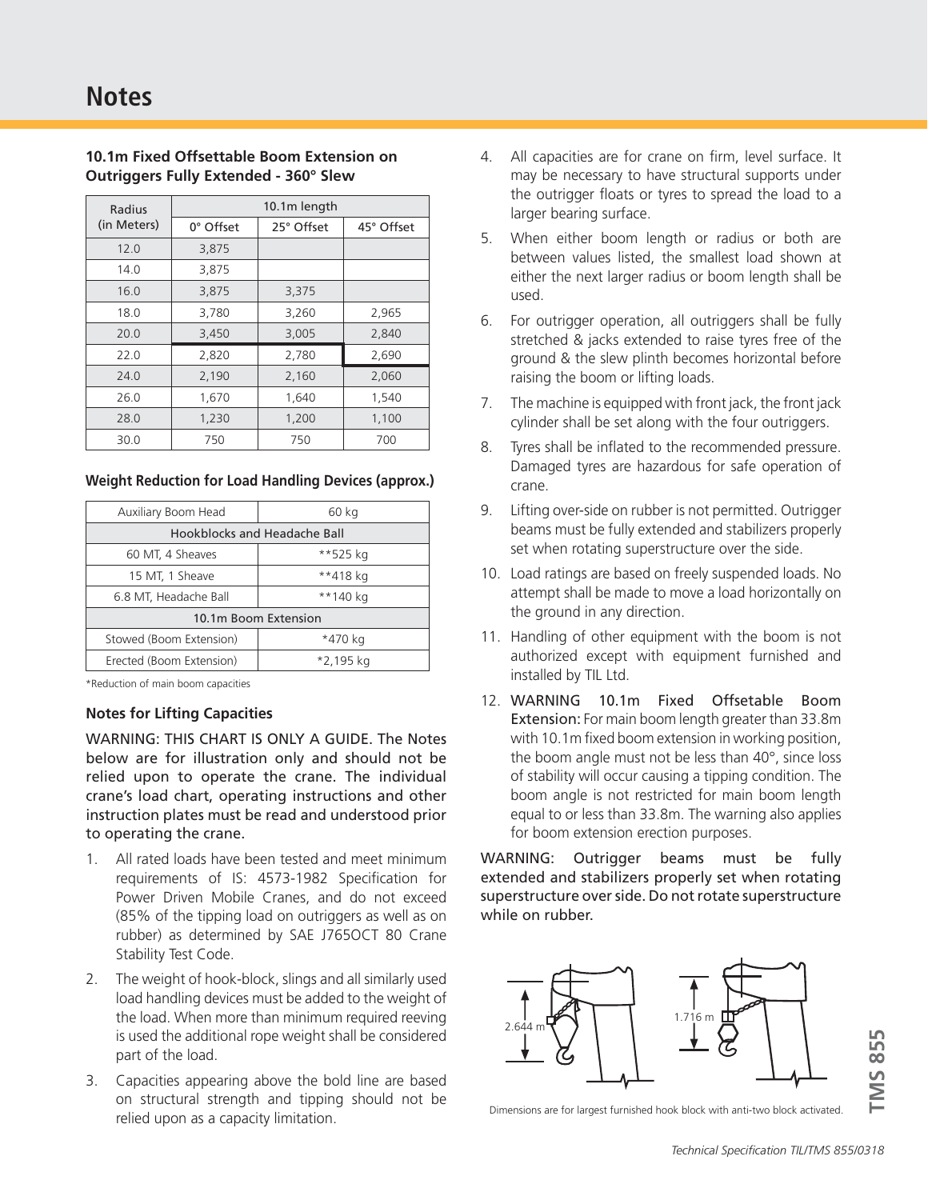# Notes

### 10.1m Fixed Offsettable Boom Extension on Outriggers Fully Extended - 360° Slew

| Radius (in Meters) | 10.1m length | | |
|---|---|---|---|
| | 0° Offset | 25° Offset | 45° Offset |
| 12.0 | 3,875 | | |
| 14.0 | 3,875 | | |
| 16.0 | 3,875 | 3,375 | |
| 18.0 | 3,780 | 3,260 | 2,965 |
| 20.0 | 3,450 | 3,005 | 2,840 |
| 22.0 | 2,820 | 2,780 | 2,690 |
| 24.0 | 2,190 | 2,160 | 2,060 |
| 26.0 | 1,670 | 1,640 | 1,540 |
| 28.0 | 1,230 | 1,200 | 1,100 |
| 30.0 | 750 | 750 | 700 |

### Weight Reduction for Load Handling Devices (approx.)

| Auxiliary Boom Head | 60 kg |
|---|---|
| Hookblocks and Headache Ball | |
| 60 MT, 4 Sheaves | **525 kg |
| 15 MT, 1 Sheave | **418 kg |
| 6.8 MT, Headache Ball | **140 kg |
| 10.1m Boom Extension | |
| Stowed (Boom Extension) | *470 kg |
| Erected (Boom Extension) | *2,195 kg |

*Reduction of main boom capacities

### Notes for Lifting Capacities

WARNING: THIS CHART IS ONLY A GUIDE. The Notes below are for illustration only and should not be relied upon to operate the crane. The individual crane's load chart, operating instructions and other instruction plates must be read and understood prior to operating the crane.

1. All rated loads have been tested and meet minimum requirements of IS: 4573-1982 Specification for Power Driven Mobile Cranes, and do not exceed (85% of the tipping load on outriggers as well as on rubber) as determined by SAE J765OCT 80 Crane Stability Test Code.
2. The weight of hook-block, slings and all similarly used load handling devices must be added to the weight of the load. When more than minimum required reeving is used the additional rope weight shall be considered part of the load.
3. Capacities appearing above the bold line are based on structural strength and tipping should not be relied upon as a capacity limitation.
4. All capacities are for crane on firm, level surface. It may be necessary to have structural supports under the outrigger floats or tyres to spread the load to a larger bearing surface.
5. When either boom length or radius or both are between values listed, the smallest load shown at either the next larger radius or boom length shall be used.
6. For outrigger operation, all outriggers shall be fully stretched & jacks extended to raise tyres free of the ground & the slew plinth becomes horizontal before raising the boom or lifting loads.
7. The machine is equipped with front jack, the front jack cylinder shall be set along with the four outriggers.
8. Tyres shall be inflated to the recommended pressure. Damaged tyres are hazardous for safe operation of crane.
9. Lifting over-side on rubber is not permitted. Outrigger beams must be fully extended and stabilizers properly set when rotating superstructure over the side.
10. Load ratings are based on freely suspended loads. No attempt shall be made to move a load horizontally on the ground in any direction.
11. Handling of other equipment with the boom is not authorized except with equipment furnished and installed by TIL Ltd.
12. WARNING 10.1m Fixed Offsetable Boom Extension: For main boom length greater than 33.8m with 10.1m fixed boom extension in working position, the boom angle must not be less than 40°, since loss of stability will occur causing a tipping condition. The boom angle is not restricted for main boom length equal to or less than 33.8m. The warning also applies for boom extension erection purposes.

WARNING: Outrigger beams must be fully extended and stabilizers properly set when rotating superstructure over side. Do not rotate superstructure while on rubber.

2.644 m

1.716 m

Dimensions are for largest furnished hook block with anti-two block activated.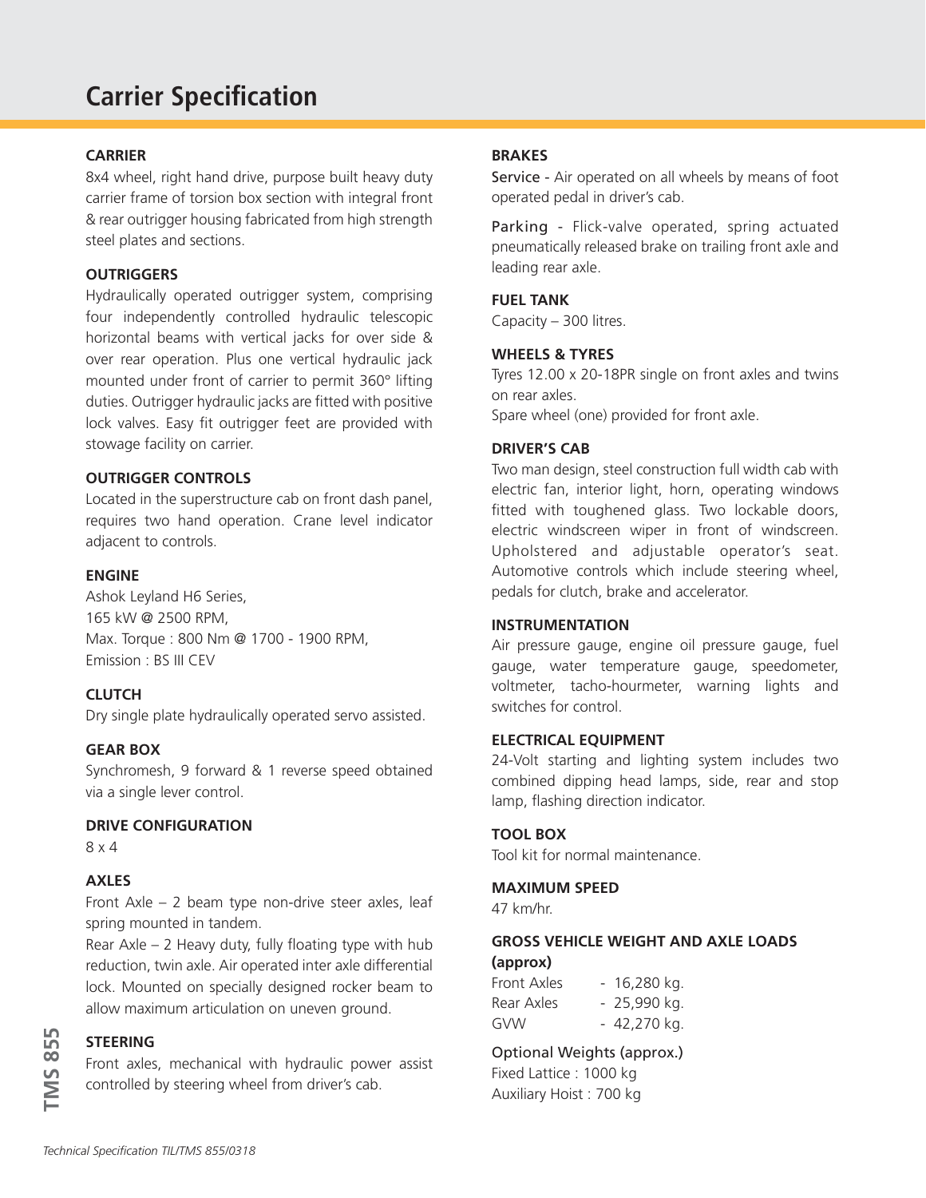# Carrier Specification

### CARRIER

8x4 wheel, right hand drive, purpose built heavy duty carrier frame of torsion box section with integral front & rear outrigger housing fabricated from high strength steel plates and sections.

### OUTRIGGERS

Hydraulically operated outrigger system, comprising four independently controlled hydraulic telescopic horizontal beams with vertical jacks for over side & over rear operation. Plus one vertical hydraulic jack mounted under front of carrier to permit 360° lifting duties. Outrigger hydraulic jacks are fitted with positive lock valves. Easy fit outrigger feet are provided with stowage facility on carrier.

### OUTRIGGER CONTROLS

Located in the superstructure cab on front dash panel, requires two hand operation. Crane level indicator adjacent to controls.

### ENGINE

Ashok Leyland H6 Series,
165 kW @ 2500 RPM,
Max. Torque : 800 Nm @ 1700 - 1900 RPM,
Emission : BS III CEV

### CLUTCH

Dry single plate hydraulically operated servo assisted.

### GEAR BOX

Synchromesh, 9 forward & 1 reverse speed obtained via a single lever control.

### DRIVE CONFIGURATION

8 x 4

### AXLES

Front Axle – 2 beam type non-drive steer axles, leaf spring mounted in tandem.

Rear Axle – 2 Heavy duty, fully floating type with hub reduction, twin axle. Air operated inter axle differential lock. Mounted on specially designed rocker beam to allow maximum articulation on uneven ground.

### STEERING

Front axles, mechanical with hydraulic power assist controlled by steering wheel from driver's cab.

### BRAKES

Service - Air operated on all wheels by means of foot operated pedal in driver's cab.

Parking - Flick-valve operated, spring actuated pneumatically released brake on trailing front axle and leading rear axle.

### FUEL TANK

Capacity – 300 litres.

### WHEELS & TYRES

Tyres 12.00 x 20-18PR single on front axles and twins on rear axles.
Spare wheel (one) provided for front axle.

### DRIVER'S CAB

Two man design, steel construction full width cab with electric fan, interior light, horn, operating windows fitted with toughened glass. Two lockable doors, electric windscreen wiper in front of windscreen. Upholstered and adjustable operator's seat. Automotive controls which include steering wheel, pedals for clutch, brake and accelerator.

### INSTRUMENTATION

Air pressure gauge, engine oil pressure gauge, fuel gauge, water temperature gauge, speedometer, voltmeter, tacho-hourmeter, warning lights and switches for control.

### ELECTRICAL EQUIPMENT

24-Volt starting and lighting system includes two combined dipping head lamps, side, rear and stop lamp, flashing direction indicator.

### TOOL BOX

Tool kit for normal maintenance.

### MAXIMUM SPEED

47 km/hr.

### GROSS VEHICLE WEIGHT AND AXLE LOADS (approx)

Front Axles - 16,280 kg.
Rear Axles - 25,990 kg.
GVW - 42,270 kg.

Optional Weights (approx.)
Fixed Lattice : 1000 kg
Auxiliary Hoist : 700 kg

*Technical Specification TIL/TMS 855/0318*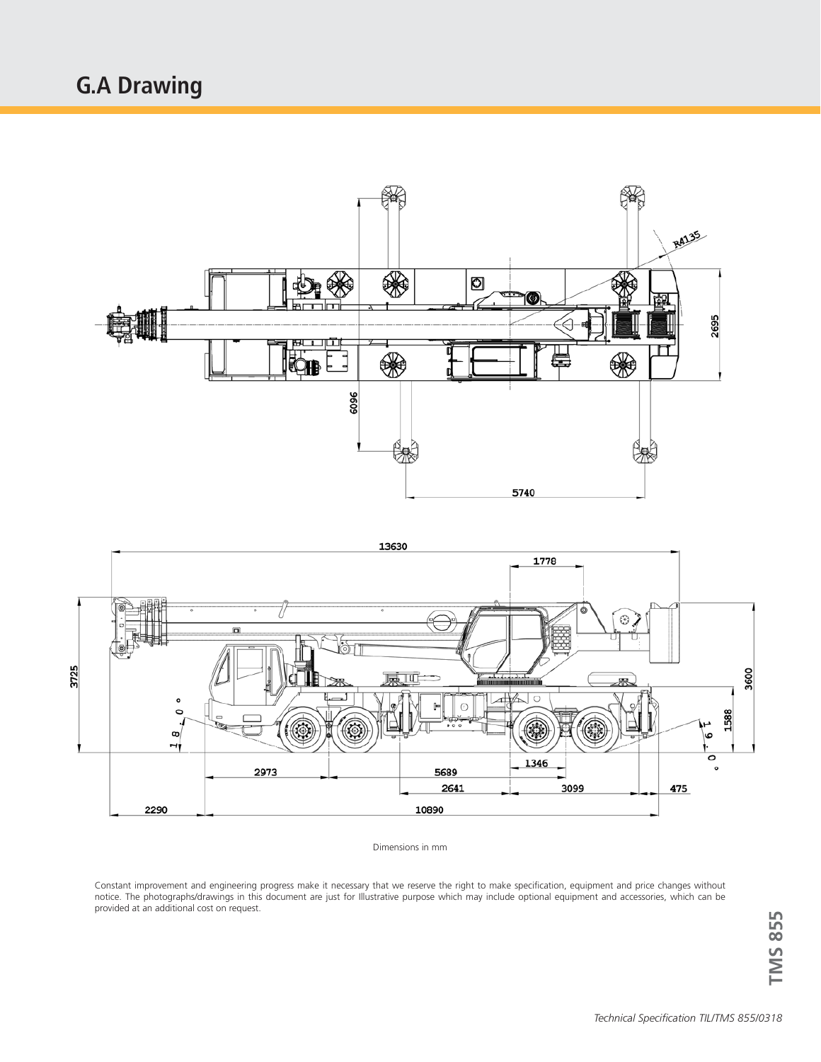# G.A Drawing

Dimensions in mm

Constant improvement and engineering progress make it necessary that we reserve the right to make specification, equipment and price changes without notice. The photographs/drawings in this document are just for Illustrative purpose which may include optional equipment and accessories, which can be provided at an additional cost on request.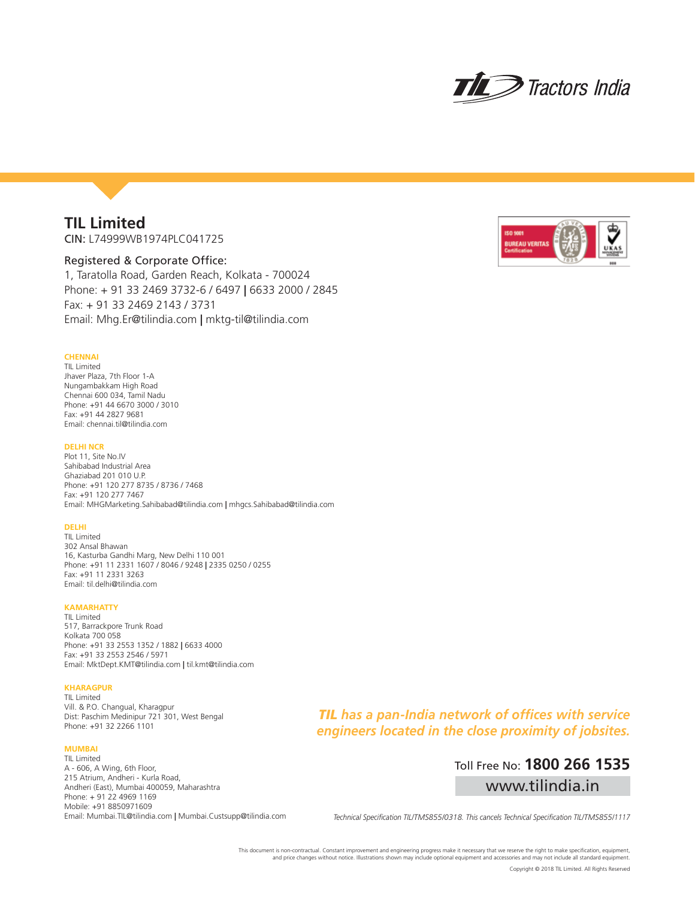TIL Tractors India

## TIL Limited

CIN: L74999WB1974PLC041725

Registered & Corporate Office:
1, Taratolla Road, Garden Reach, Kolkata - 700024
Phone: + 91 33 2469 3732-6 / 6497 | 6633 2000 / 2845
Fax: + 91 33 2469 2143 / 3731
Email: Mhg.Er@tilindia.com | mktg-til@tilindia.com

ISO 9001 BUREAU VERITAS Certification

**CHENNAI**
TIL Limited
Jhaver Plaza, 7th Floor 1-A
Nungambakkam High Road
Chennai 600 034, Tamil Nadu
Phone: +91 44 6670 3000 / 3010
Fax: +91 44 2827 9681
Email: chennai.til@tilindia.com

**DELHI NCR**
Plot 11, Site No.IV
Sahibabad Industrial Area
Ghaziabad 201 010 U.P.
Phone: +91 120 277 8735 / 8736 / 7468
Fax: +91 120 277 7467
Email: MHGMarketing.Sahibabad@tilindia.com | mhgcs.Sahibabad@tilindia.com

**DELHI**
TIL Limited
302 Ansal Bhawan
16, Kasturba Gandhi Marg, New Delhi 110 001
Phone: +91 11 2331 1607 / 8046 / 9248 | 2335 0250 / 0255
Fax: +91 11 2331 3263
Email: til.delhi@tilindia.com

**KAMARHATTY**
TIL Limited
517, Barrackpore Trunk Road
Kolkata 700 058
Phone: +91 33 2553 1352 / 1882 | 6633 4000
Fax: +91 33 2553 2546 / 5971
Email: MktDept.KMT@tilindia.com | til.kmt@tilindia.com

**KHARAGPUR**
TIL Limited
Vill. & P.O. Changual, Kharagpur
Dist: Paschim Medinipur 721 301, West Bengal
Phone: +91 32 2266 1101

**MUMBAI**
TIL Limited
A - 606, A Wing, 6th Floor,
215 Atrium, Andheri - Kurla Road,
Andheri (East), Mumbai 400059, Maharashtra
Phone: + 91 22 4969 1169
Mobile: +91 8850971609
Email: Mumbai.TIL@tilindia.com | Mumbai.Custsupp@tilindia.com

***TIL has a pan-India network of offices with service engineers located in the close proximity of jobsites.***

Toll Free No: **1800 266 1535**

www.tilindia.in

*Technical Specification TIL/TMS855/0318. This cancels Technical Specification TIL/TMS855/1117*

This document is non-contractual. Constant improvement and engineering progress make it necessary that we reserve the right to make specification, equipment, and price changes without notice. Illustrations shown may include optional equipment and accessories and may not include all standard equipment.

Copyright © 2018 TIL Limited. All Rights Reserved